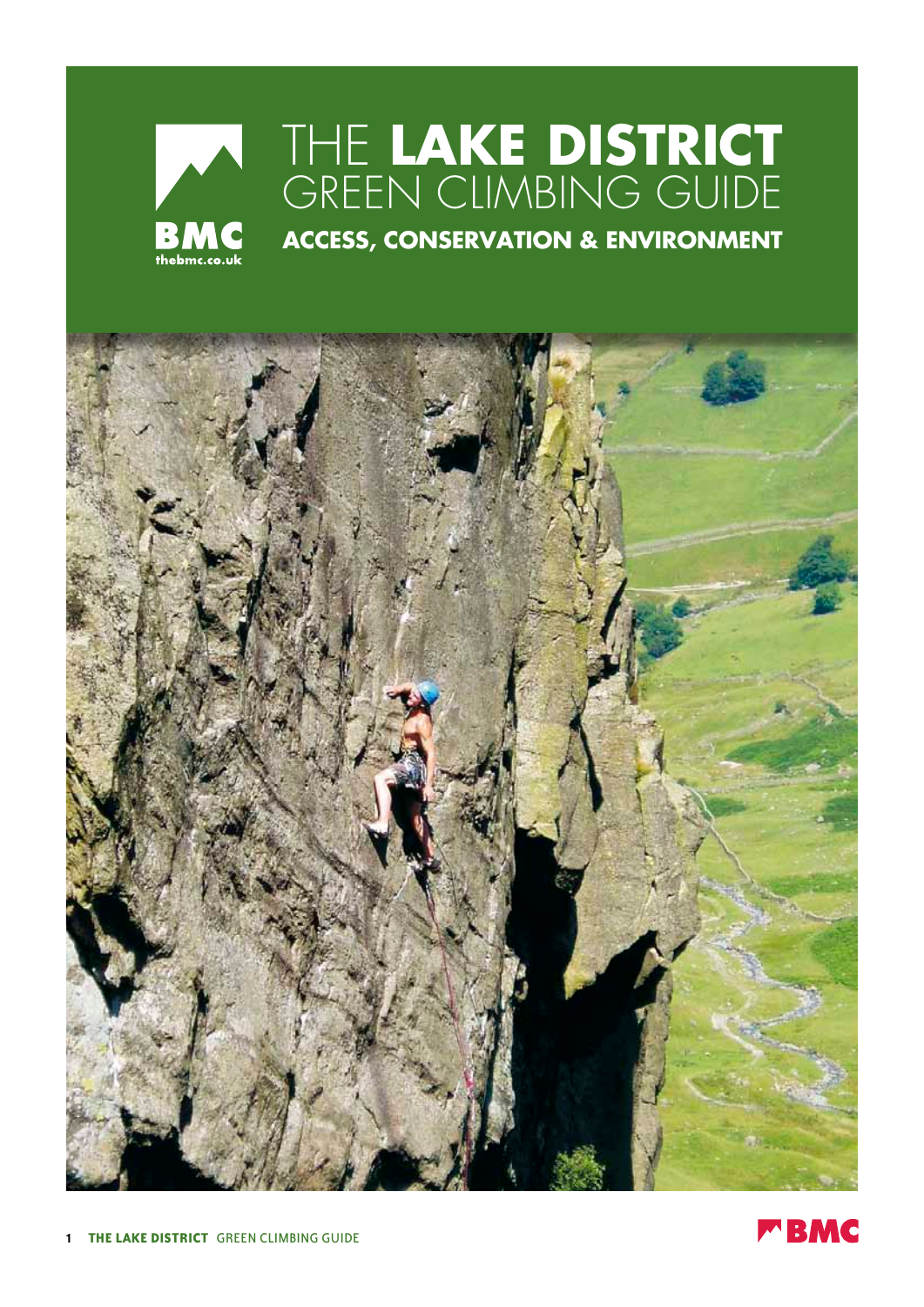# THE LAKE DISTRICT GREEN CLIMBING GUIDE

## ACCESS, CONSERVATION & ENVIRONMENT

BMC
thebmc.co.uk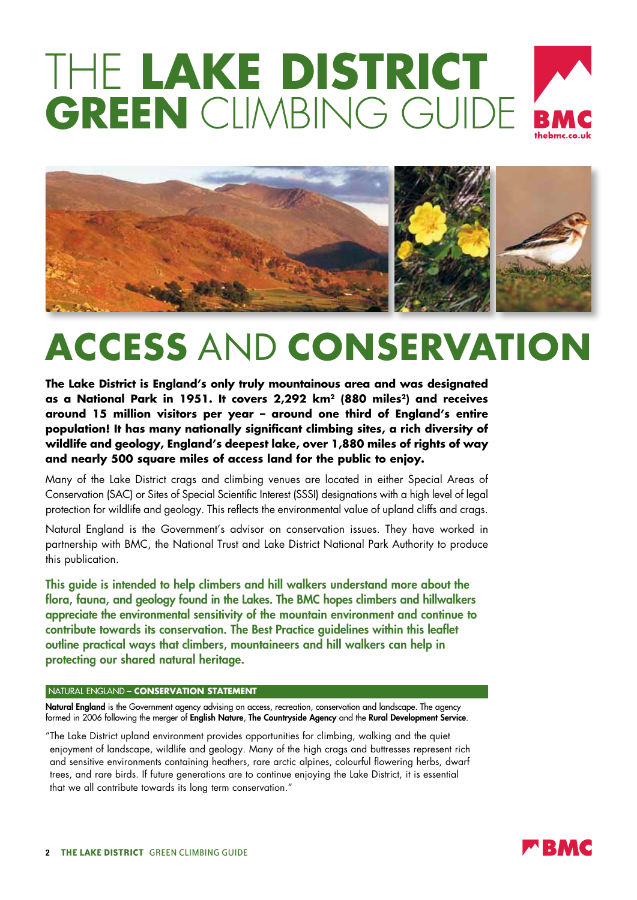# THE **LAKE DISTRICT** **GREEN** CLIMBING GUIDE

# **ACCESS** AND **CONSERVATION**

**The Lake District is England's only truly mountainous area and was designated as a National Park in 1951. It covers 2,292 km² (880 miles²) and receives around 15 million visitors per year – around one third of England's entire population! It has many nationally significant climbing sites, a rich diversity of wildlife and geology, England's deepest lake, over 1,880 miles of rights of way and nearly 500 square miles of access land for the public to enjoy.**

Many of the Lake District crags and climbing venues are located in either Special Areas of Conservation (SAC) or Sites of Special Scientific Interest (SSSI) designations with a high level of legal protection for wildlife and geology. This reflects the environmental value of upland cliffs and crags.

Natural England is the Government's advisor on conservation issues. They have worked in partnership with BMC, the National Trust and Lake District National Park Authority to produce this publication.

**This guide is intended to help climbers and hill walkers understand more about the flora, fauna, and geology found in the Lakes. The BMC hopes climbers and hillwalkers appreciate the environmental sensitivity of the mountain environment and continue to contribute towards its conservation. The Best Practice guidelines within this leaflet outline practical ways that climbers, mountaineers and hill walkers can help in protecting our shared natural heritage.**

### NATURAL ENGLAND – **CONSERVATION STATEMENT**

**Natural England** is the Government agency advising on access, recreation, conservation and landscape. The agency formed in 2006 following the merger of **English Nature**, **The Countryside Agency** and the **Rural Development Service**.

"The Lake District upland environment provides opportunities for climbing, walking and the quiet enjoyment of landscape, wildlife and geology. Many of the high crags and buttresses represent rich and sensitive environments containing heathers, rare arctic alpines, colourful flowering herbs, dwarf trees, and rare birds. If future generations are to continue enjoying the Lake District, it is essential that we all contribute towards its long term conservation."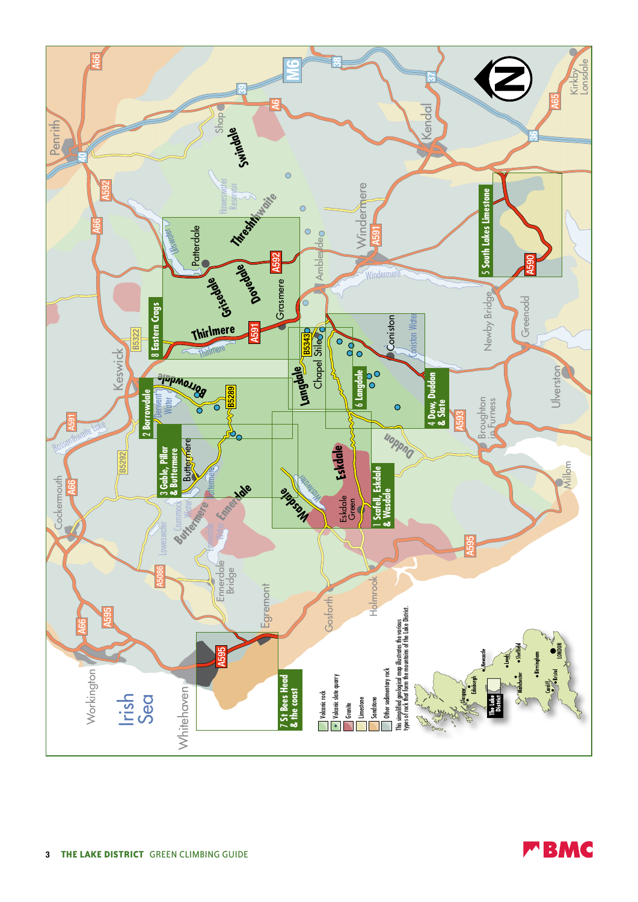- 1 Scafell, Eskdale & Wasdale
- 2 Borrowdale
- 3 Gable, Pillar & Buttermere
- 4 Dow, Duddon & Slate
- 5 South Lakes Limestone
- 6 Langdale
- 7 St Bees Head & the coast
- 8 Eastern Crags

Key:

- Volcanic rock
- Volcanic slate quarry
- Granite
- Limestone
- Sandstone
- Other sedimentary rock

This simplified geological map illustrates the various types of rock that form the mountains of the Lake District.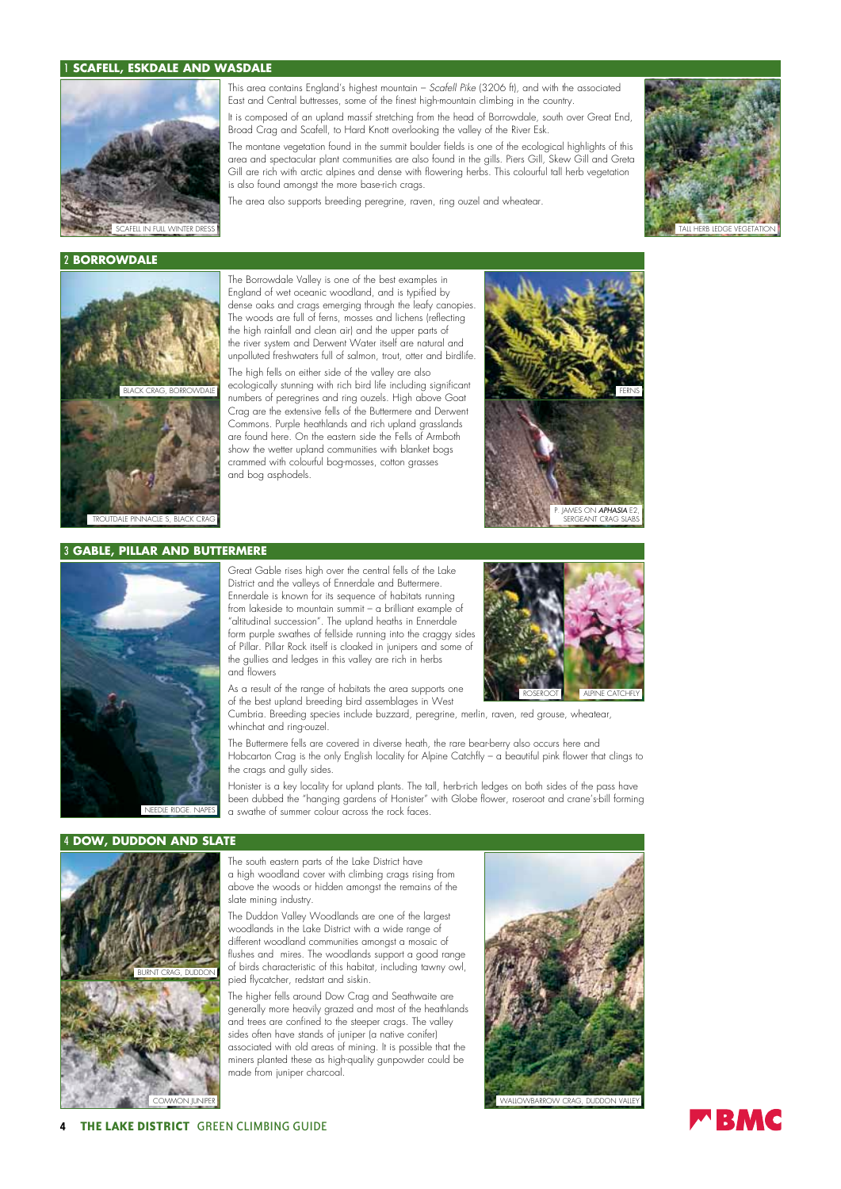## 1 SCAFELL, ESKDALE AND WASDALE

This area contains England's highest mountain – *Scafell Pike* (3206 ft), and with the associated East and Central buttresses, some of the finest high-mountain climbing in the country.

It is composed of an upland massif stretching from the head of Borrowdale, south over Great End, Broad Crag and Scafell, to Hard Knott overlooking the valley of the River Esk.

The montane vegetation found in the summit boulder fields is one of the ecological highlights of this area and spectacular plant communities are also found in the gills. Piers Gill, Skew Gill and Greta Gill are rich with arctic alpines and dense with flowering herbs. This colourful tall herb vegetation is also found amongst the more base-rich crags.

The area also supports breeding peregrine, raven, ring ouzel and wheatear.

SCAFELL IN FULL WINTER DRESS

TALL HERB LEDGE VEGETATION

## 2 BORROWDALE

The Borrowdale Valley is one of the best examples in England of wet oceanic woodland, and is typified by dense oaks and crags emerging through the leafy canopies. The woods are full of ferns, mosses and lichens (reflecting the high rainfall and clean air) and the upper parts of the river system and Derwent Water itself are natural and unpolluted freshwaters full of salmon, trout, otter and birdlife.

The high fells on either side of the valley are also ecologically stunning with rich bird life including significant numbers of peregrines and ring ouzels. High above Goat Crag are the extensive fells of the Buttermere and Derwent Commons. Purple heathlands and rich upland grasslands are found here. On the eastern side the Fells of Armboth show the wetter upland communities with blanket bogs crammed with colourful bog-mosses, cotton grasses and bog asphodels.

BLACK CRAG, BORROWDALE

TROUTDALE PINNACLE S, BLACK CRAG

FERNS

P. JAMES ON ***APHASIA*** E2, SERGEANT CRAG SLABS

## 3 GABLE, PILLAR AND BUTTERMERE

Great Gable rises high over the central fells of the Lake District and the valleys of Ennerdale and Buttermere. Ennerdale is known for its sequence of habitats running from lakeside to mountain summit – a brilliant example of "altitudinal succession". The upland heaths in Ennerdale form purple swathes of fellside running into the craggy sides of Pillar. Pillar Rock itself is cloaked in junipers and some of the gullies and ledges in this valley are rich in herbs and flowers

As a result of the range of habitats the area supports one of the best upland breeding bird assemblages in West Cumbria. Breeding species include buzzard, peregrine, merlin, raven, red grouse, wheatear, whinchat and ring-ouzel.

The Buttermere fells are covered in diverse heath, the rare bear-berry also occurs here and Hobcarton Crag is the only English locality for Alpine Catchfly – a beautiful pink flower that clings to the crags and gully sides.

Honister is a key locality for upland plants. The tall, herb-rich ledges on both sides of the pass have been dubbed the "hanging gardens of Honister" with Globe flower, roseroot and crane's-bill forming a swathe of summer colour across the rock faces.

NEEDLE RIDGE, NAPES

ROSEROOT

ALPINE CATCHFLY

## 4 DOW, DUDDON AND SLATE

The south eastern parts of the Lake District have a high woodland cover with climbing crags rising from above the woods or hidden amongst the remains of the slate mining industry.

The Duddon Valley Woodlands are one of the largest woodlands in the Lake District with a wide range of different woodland communities amongst a mosaic of flushes and mires. The woodlands support a good range of birds characteristic of this habitat, including tawny owl, pied flycatcher, redstart and siskin.

The higher fells around Dow Crag and Seathwaite are generally more heavily grazed and most of the heathlands and trees are confined to the steeper crags. The valley sides often have stands of juniper (a native conifer) associated with old areas of mining. It is possible that the miners planted these as high-quality gunpowder could be made from juniper charcoal.

BURNT CRAG, DUDDON

COMMON JUNIPER

WALLOWBARROW CRAG, DUDDON VALLEY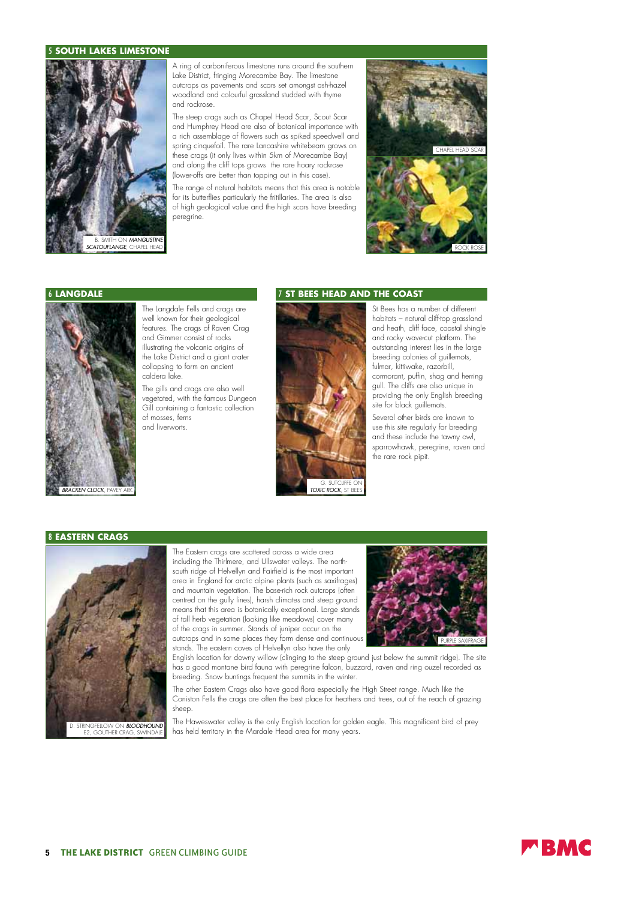## 5 SOUTH LAKES LIMESTONE

B. SMITH ON *MANGUSTINE SCATOUFLANGE*, CHAPEL HEAD

A ring of carboniferous limestone runs around the southern Lake District, fringing Morecambe Bay. The limestone outcrops as pavements and scars set amongst ash-hazel woodland and colourful grassland studded with thyme and rockrose.

The steep crags such as Chapel Head Scar, Scout Scar and Humphrey Head are also of botanical importance with a rich assemblage of flowers such as spiked speedwell and spring cinquefoil. The rare Lancashire whitebeam grows on these crags (it only lives within 5km of Morecambe Bay) and along the cliff tops grows the rare hoary rockrose (lower-offs are better than topping out in this case).

The range of natural habitats means that this area is notable for its butterflies particularly the fritillaries. The area is also of high geological value and the high scars have breeding peregrine.

CHAPEL HEAD SCAR

ROCK ROSE

## 6 LANGDALE

*BRACKEN CLOCK*, PAVEY ARK

The Langdale Fells and crags are well known for their geological features. The crags of Raven Crag and Gimmer consist of rocks illustrating the volcanic origins of the Lake District and a giant crater collapsing to form an ancient caldera lake.

The gills and crags are also well vegetated, with the famous Dungeon Gill containing a fantastic collection of mosses, ferns and liverworts.

## 7 ST BEES HEAD AND THE COAST

G. SUTCLIFFE ON *TOXIC ROCK*, ST BEES

St Bees has a number of different habitats – natural cliff-top grassland and heath, cliff face, coastal shingle and rocky wave-cut platform. The outstanding interest lies in the large breeding colonies of guillemots, fulmar, kittiwake, razorbill, cormorant, puffin, shag and herring gull. The cliffs are also unique in providing the only English breeding site for black guillemots.

Several other birds are known to use this site regularly for breeding and these include the tawny owl, sparrowhawk, peregrine, raven and the rare rock pipit.

## 8 EASTERN CRAGS

D. STRINGFELLOW ON *BLOODHOUND* E2, GOUTHER CRAG, SWINDALE

The Eastern crags are scattered across a wide area including the Thirlmere, and Ullswater valleys. The north-south ridge of Helvellyn and Fairfield is the most important area in England for arctic alpine plants (such as saxifrages) and mountain vegetation. The base-rich rock outcrops (often centred on the gully lines), harsh climates and steep ground means that this area is botanically exceptional. Large stands of tall herb vegetation (looking like meadows) cover many of the crags in summer. Stands of juniper occur on the outcrops and in some places they form dense and continuous stands. The eastern coves of Helvellyn also have the only English location for downy willow (clinging to the steep ground just below the summit ridge). The site has a good montane bird fauna with peregrine falcon, buzzard, raven and ring ouzel recorded as breeding. Snow buntings frequent the summits in the winter.

PURPLE SAXIFRAGE

The other Eastern Crags also have good flora especially the High Street range. Much like the Coniston Fells the crags are often the best place for heathers and trees, out of the reach of grazing sheep.

The Haweswater valley is the only English location for golden eagle. This magnificent bird of prey has held territory in the Mardale Head area for many years.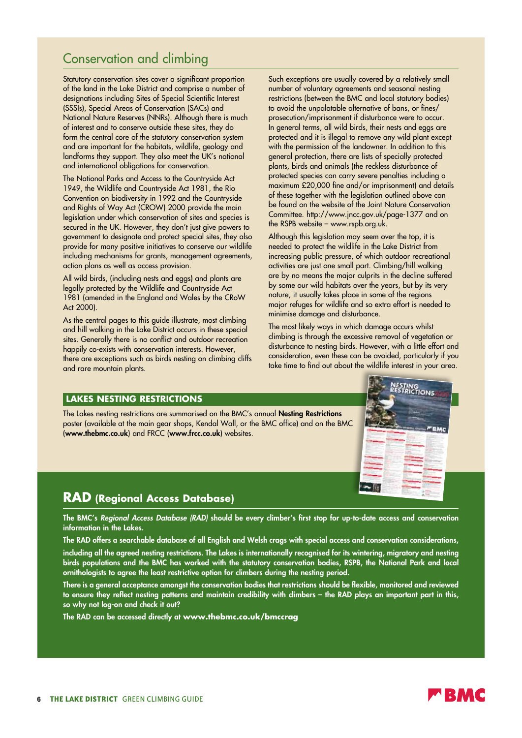## Conservation and climbing

Statutory conservation sites cover a significant proportion of the land in the Lake District and comprise a number of designations including Sites of Special Scientific Interest (SSSIs), Special Areas of Conservation (SACs) and National Nature Reserves (NNRs). Although there is much of interest and to conserve outside these sites, they do form the central core of the statutory conservation system and are important for the habitats, wildlife, geology and landforms they support. They also meet the UK's national and international obligations for conservation.

The National Parks and Access to the Countryside Act 1949, the Wildlife and Countryside Act 1981, the Rio Convention on biodiversity in 1992 and the Countryside and Rights of Way Act (CROW) 2000 provide the main legislation under which conservation of sites and species is secured in the UK. However, they don't just give powers to government to designate and protect special sites, they also provide for many positive initiatives to conserve our wildlife including mechanisms for grants, management agreements, action plans as well as access provision.

All wild birds, (including nests and eggs) and plants are legally protected by the Wildlife and Countryside Act 1981 (amended in the England and Wales by the CRoW Act 2000).

As the central pages to this guide illustrate, most climbing and hill walking in the Lake District occurs in these special sites. Generally there is no conflict and outdoor recreation happily co-exists with conservation interests. However, there are exceptions such as birds nesting on climbing cliffs and rare mountain plants.

Such exceptions are usually covered by a relatively small number of voluntary agreements and seasonal nesting restrictions (between the BMC and local statutory bodies) to avoid the unpalatable alternative of bans, or fines/prosecution/imprisonment if disturbance were to occur. In general terms, all wild birds, their nests and eggs are protected and it is illegal to remove any wild plant except with the permission of the landowner. In addition to this general protection, there are lists of specially protected plants, birds and animals (the reckless disturbance of protected species can carry severe penalties including a maximum £20,000 fine and/or imprisonment) and details of these together with the legislation outlined above can be found on the website of the Joint Nature Conservation Committee. http://www.jncc.gov.uk/page-1377 and on the RSPB website – www.rspb.org.uk.

Although this legislation may seem over the top, it is needed to protect the wildlife in the Lake District from increasing public pressure, of which outdoor recreational activities are just one small part. Climbing/hill walking are by no means the major culprits in the decline suffered by some our wild habitats over the years, but by its very nature, it usually takes place in some of the regions major refuges for wildlife and so extra effort is needed to minimise damage and disturbance.

The most likely ways in which damage occurs whilst climbing is through the excessive removal of vegetation or disturbance to nesting birds. However, with a little effort and consideration, even these can be avoided, particularly if you take time to find out about the wildlife interest in your area.

### LAKES NESTING RESTRICTIONS

The Lakes nesting restrictions are summarised on the BMC's annual **Nesting Restrictions** poster (available at the main gear shops, Kendal Wall, or the BMC office) and on the BMC (**www.thebmc.co.uk**) and FRCC (**www.frcc.co.uk**) websites.

## RAD (Regional Access Database)

**The BMC's *Regional Access Database (RAD)* should be every climber's first stop for up-to-date access and conservation information in the Lakes.**

**The RAD offers a searchable database of all English and Welsh crags with special access and conservation considerations, including all the agreed nesting restrictions. The Lakes is internationally recognised for its wintering, migratory and nesting birds populations and the BMC has worked with the statutory conservation bodies, RSPB, the National Park and local ornithologists to agree the least restrictive option for climbers during the nesting period.**

**There is a general acceptance amongst the conservation bodies that restrictions should be flexible, monitored and reviewed to ensure they reflect nesting patterns and maintain credibility with climbers – the RAD plays an important part in this, so why not log-on and check it out?**

**The RAD can be accessed directly at www.thebmc.co.uk/bmccrag**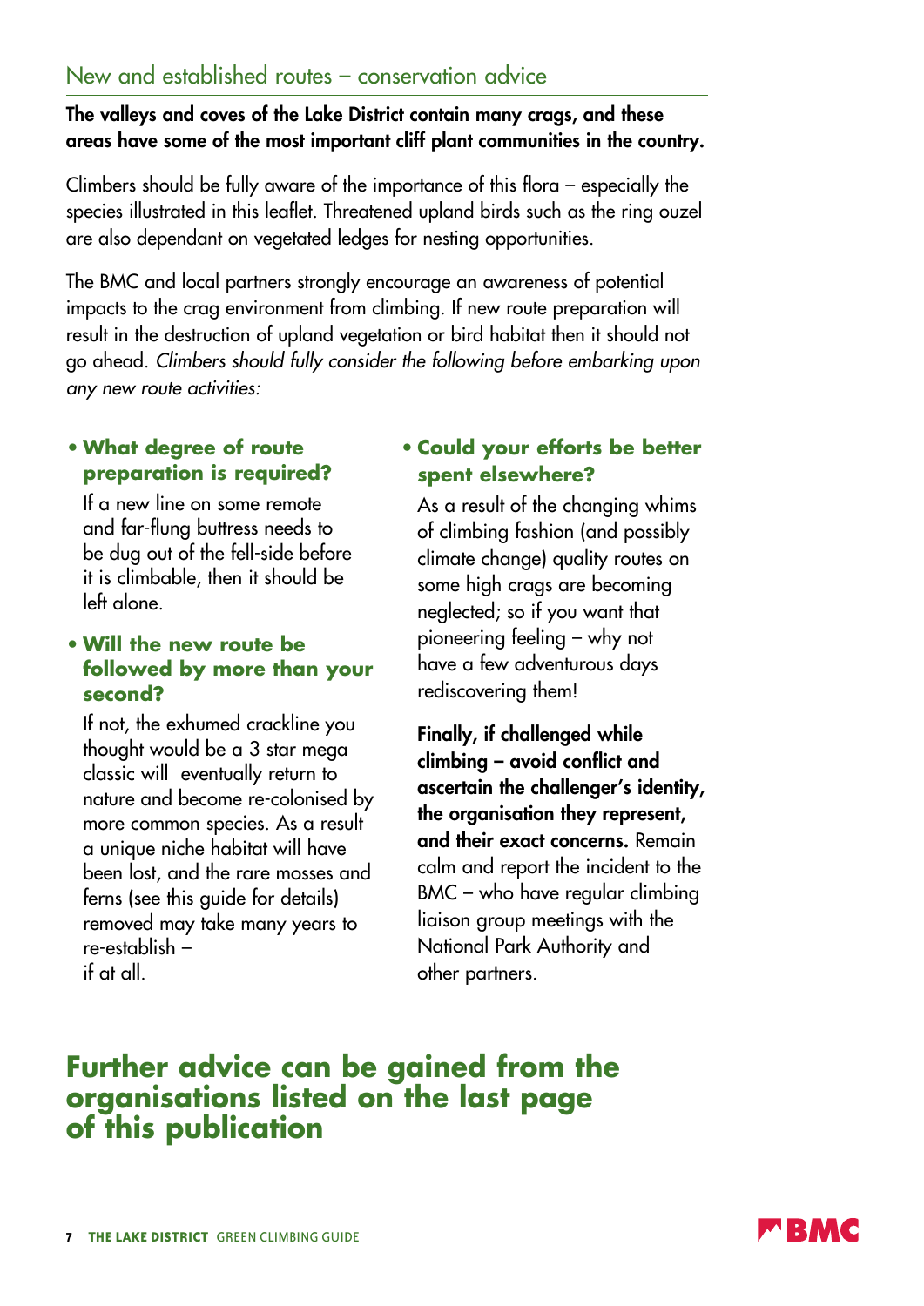## New and established routes – conservation advice

**The valleys and coves of the Lake District contain many crags, and these areas have some of the most important cliff plant communities in the country.**

Climbers should be fully aware of the importance of this flora – especially the species illustrated in this leaflet. Threatened upland birds such as the ring ouzel are also dependant on vegetated ledges for nesting opportunities.

The BMC and local partners strongly encourage an awareness of potential impacts to the crag environment from climbing. If new route preparation will result in the destruction of upland vegetation or bird habitat then it should not go ahead. *Climbers should fully consider the following before embarking upon any new route activities:*

- **What degree of route preparation is required?**

  If a new line on some remote and far-flung buttress needs to be dug out of the fell-side before it is climbable, then it should be left alone.

- **Will the new route be followed by more than your second?**

  If not, the exhumed crackline you thought would be a 3 star mega classic will eventually return to nature and become re-colonised by more common species. As a result a unique niche habitat will have been lost, and the rare mosses and ferns (see this guide for details) removed may take many years to re-establish – if at all.

- **Could your efforts be better spent elsewhere?**

  As a result of the changing whims of climbing fashion (and possibly climate change) quality routes on some high crags are becoming neglected; so if you want that pioneering feeling – why not have a few adventurous days rediscovering them!

**Finally, if challenged while climbing – avoid conflict and ascertain the challenger's identity, the organisation they represent, and their exact concerns.** Remain calm and report the incident to the BMC – who have regular climbing liaison group meetings with the National Park Authority and other partners.

## Further advice can be gained from the organisations listed on the last page of this publication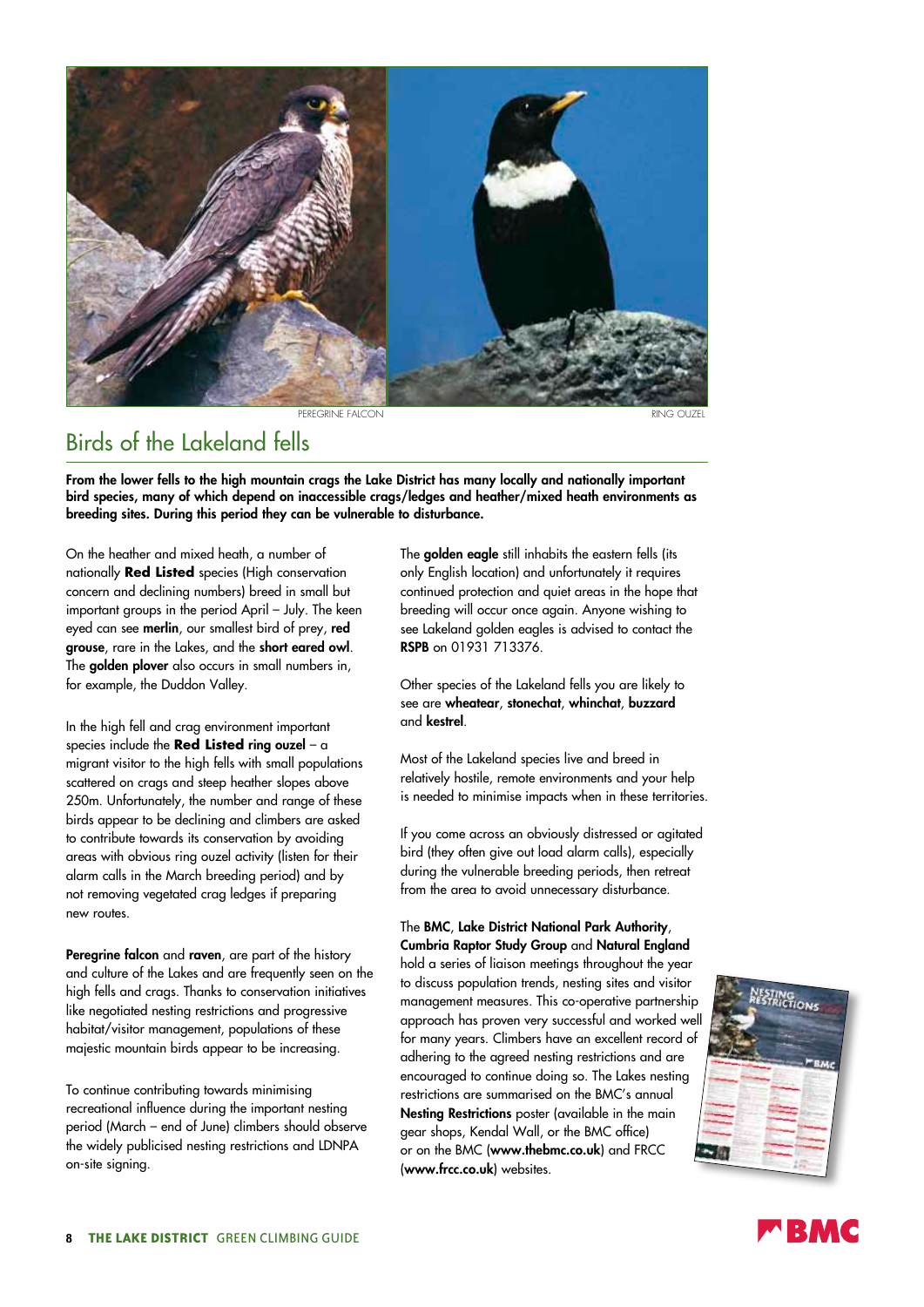PEREGRINE FALCON

RING OUZEL

# Birds of the Lakeland fells

**From the lower fells to the high mountain crags the Lake District has many locally and nationally important bird species, many of which depend on inaccessible crags/ledges and heather/mixed heath environments as breeding sites. During this period they can be vulnerable to disturbance.**

On the heather and mixed heath, a number of nationally **Red Listed** species (High conservation concern and declining numbers) breed in small but important groups in the period April – July. The keen eyed can see **merlin**, our smallest bird of prey, **red grouse**, rare in the Lakes, and the **short eared owl**. The **golden plover** also occurs in small numbers in, for example, the Duddon Valley.

In the high fell and crag environment important species include the **Red Listed ring ouzel** – a migrant visitor to the high fells with small populations scattered on crags and steep heather slopes above 250m. Unfortunately, the number and range of these birds appear to be declining and climbers are asked to contribute towards its conservation by avoiding areas with obvious ring ouzel activity (listen for their alarm calls in the March breeding period) and by not removing vegetated crag ledges if preparing new routes.

**Peregrine falcon** and **raven**, are part of the history and culture of the Lakes and are frequently seen on the high fells and crags. Thanks to conservation initiatives like negotiated nesting restrictions and progressive habitat/visitor management, populations of these majestic mountain birds appear to be increasing.

To continue contributing towards minimising recreational influence during the important nesting period (March – end of June) climbers should observe the widely publicised nesting restrictions and LDNPA on-site signing.

The **golden eagle** still inhabits the eastern fells (its only English location) and unfortunately it requires continued protection and quiet areas in the hope that breeding will occur once again. Anyone wishing to see Lakeland golden eagles is advised to contact the **RSPB** on 01931 713376.

Other species of the Lakeland fells you are likely to see are **wheatear**, **stonechat**, **whinchat**, **buzzard** and **kestrel**.

Most of the Lakeland species live and breed in relatively hostile, remote environments and your help is needed to minimise impacts when in these territories.

If you come across an obviously distressed or agitated bird (they often give out load alarm calls), especially during the vulnerable breeding periods, then retreat from the area to avoid unnecessary disturbance.

The **BMC**, **Lake District National Park Authority**, **Cumbria Raptor Study Group** and **Natural England** hold a series of liaison meetings throughout the year to discuss population trends, nesting sites and visitor management measures. This co-operative partnership approach has proven very successful and worked well for many years. Climbers have an excellent record of adhering to the agreed nesting restrictions and are encouraged to continue doing so. The Lakes nesting restrictions are summarised on the BMC's annual **Nesting Restrictions** poster (available in the main gear shops, Kendal Wall, or the BMC office) or on the BMC (**www.thebmc.co.uk**) and FRCC (**www.frcc.co.uk**) websites.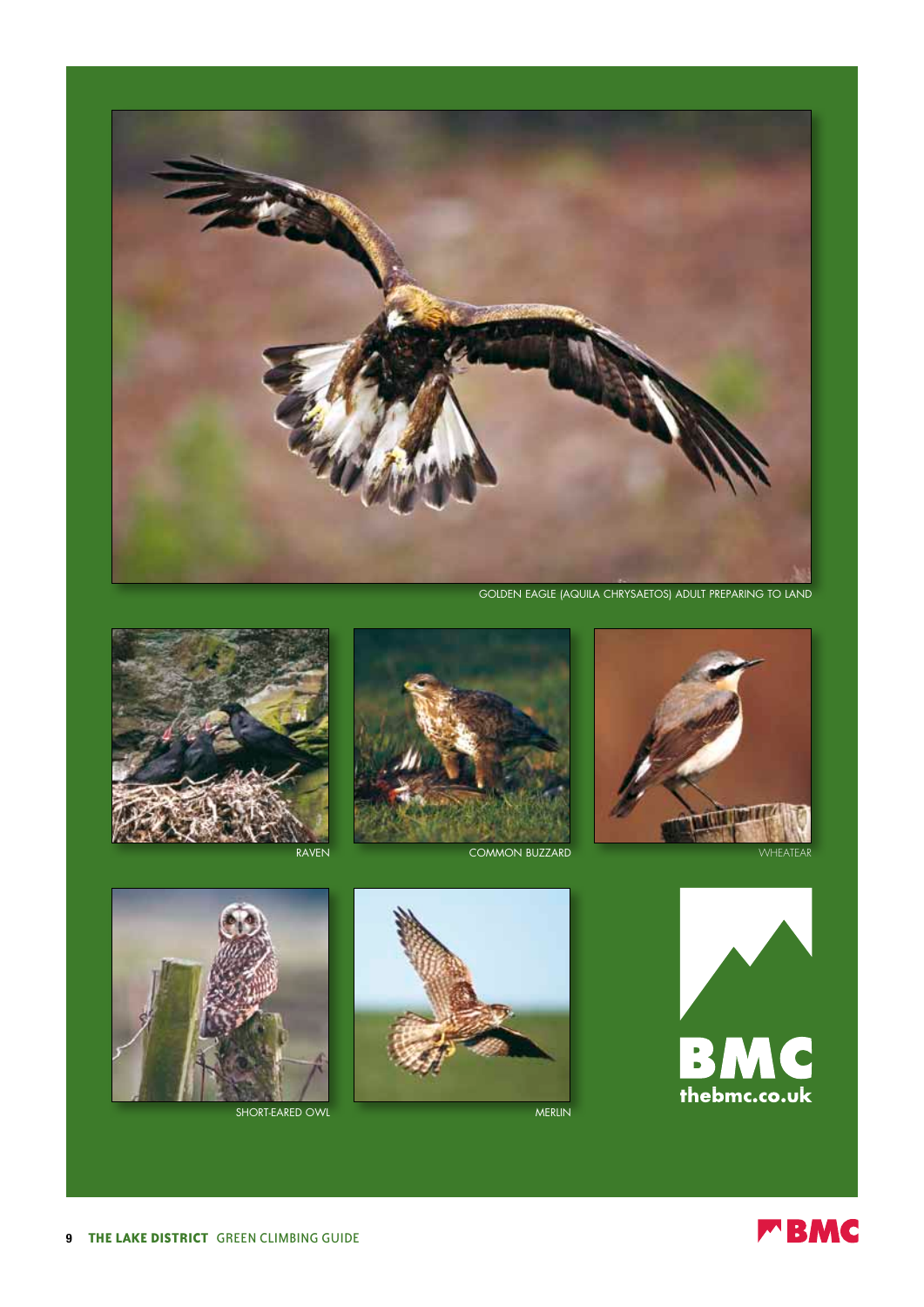GOLDEN EAGLE (AQUILA CHRYSAETOS) ADULT PREPARING TO LAND

RAVEN

COMMON BUZZARD

WHEATEAR

SHORT-EARED OWL

MERLIN

BMC
thebmc.co.uk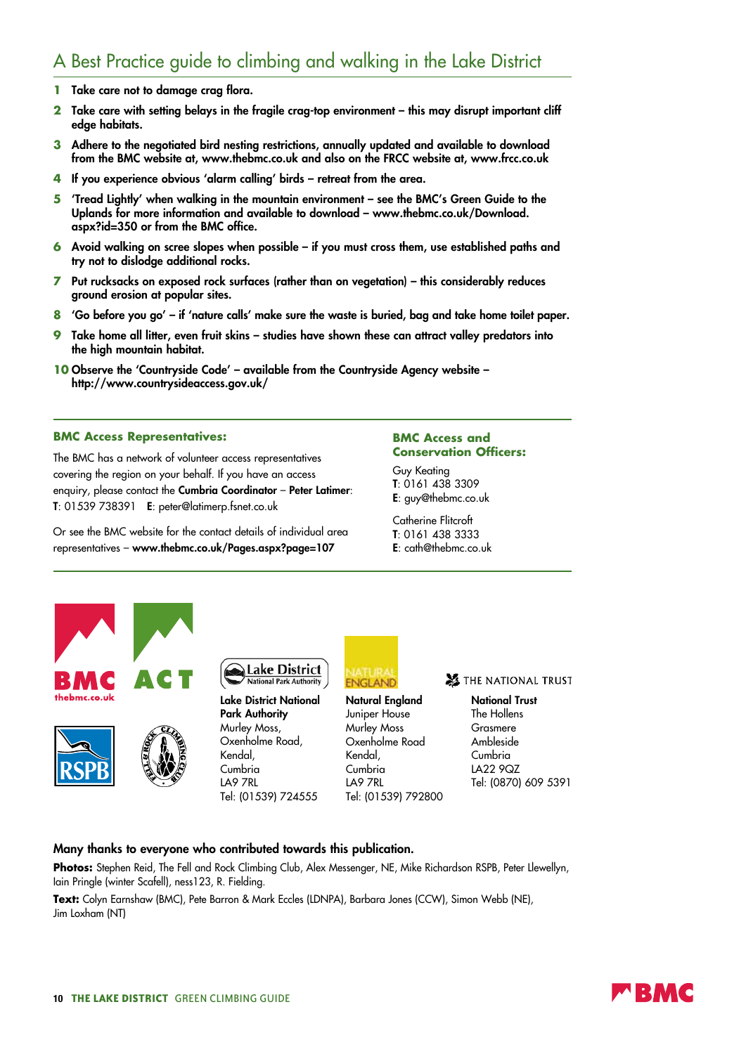## A Best Practice guide to climbing and walking in the Lake District

1. **Take care not to damage crag flora.**
2. **Take care with setting belays in the fragile crag-top environment – this may disrupt important cliff edge habitats.**
3. **Adhere to the negotiated bird nesting restrictions, annually updated and available to download from the BMC website at, www.thebmc.co.uk and also on the FRCC website at, www.frcc.co.uk**
4. **If you experience obvious 'alarm calling' birds – retreat from the area.**
5. **'Tread Lightly' when walking in the mountain environment – see the BMC's Green Guide to the Uplands for more information and available to download – www.thebmc.co.uk/Download.aspx?id=350 or from the BMC office.**
6. **Avoid walking on scree slopes when possible – if you must cross them, use established paths and try not to dislodge additional rocks.**
7. **Put rucksacks on exposed rock surfaces (rather than on vegetation) – this considerably reduces ground erosion at popular sites.**
8. **'Go before you go' – if 'nature calls' make sure the waste is buried, bag and take home toilet paper.**
9. **Take home all litter, even fruit skins – studies have shown these can attract valley predators into the high mountain habitat.**
10. **Observe the 'Countryside Code' – available from the Countryside Agency website – http://www.countrysideaccess.gov.uk/**

### BMC Access Representatives:

The BMC has a network of volunteer access representatives covering the region on your behalf. If you have an access enquiry, please contact the **Cumbria Coordinator – Peter Latimer**:
**T**: 01539 738391 **E**: peter@latimerp.fsnet.co.uk

Or see the BMC website for the contact details of individual area representatives – **www.thebmc.co.uk/Pages.aspx?page=107**

### BMC Access and Conservation Officers:

Guy Keating
**T**: 0161 438 3309
**E**: guy@thebmc.co.uk

Catherine Flitcroft
**T**: 0161 438 3333
**E**: cath@thebmc.co.uk

BMC thebmc.co.uk

ACT

RSPB

Fell & Rock Climbing Club

Lake District National Park Authority

**Lake District National Park Authority**
Murley Moss,
Oxenholme Road,
Kendal,
Cumbria
LA9 7RL
Tel: (01539) 724555

Natural England

**Natural England**
Juniper House
Murley Moss
Oxenholme Road
Kendal,
Cumbria
LA9 7RL
Tel: (01539) 792800

THE NATIONAL TRUST

**National Trust**
The Hollens
Grasmere
Ambleside
Cumbria
LA22 9QZ
Tel: (0870) 609 5391

**Many thanks to everyone who contributed towards this publication.**

**Photos:** Stephen Reid, The Fell and Rock Climbing Club, Alex Messenger, NE, Mike Richardson RSPB, Peter Llewellyn, Iain Pringle (winter Scafell), ness123, R. Fielding.

**Text:** Colyn Earnshaw (BMC), Pete Barron & Mark Eccles (LDNPA), Barbara Jones (CCW), Simon Webb (NE), Jim Loxham (NT)